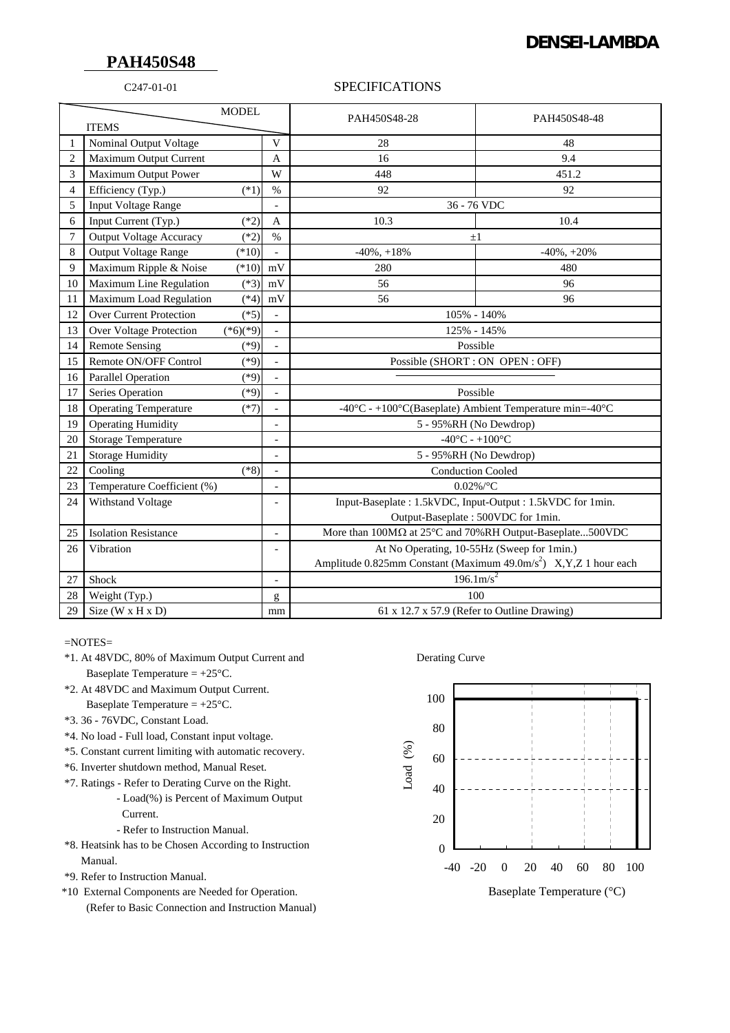DENSEI-LAMBDA

# PAH450S48

C247-01-01

## SPECIFICATIONS

| | ITEMS / MODEL | | | PAH450S48-28 | PAH450S48-48 |
|---|---|---|---|---|---|
| 1 | Nominal Output Voltage | | V | 28 | 48 |
| 2 | Maximum Output Current | | A | 16 | 9.4 |
| 3 | Maximum Output Power | | W | 448 | 451.2 |
| 4 | Efficiency (Typ.) | (*1) | % | 92 | 92 |
| 5 | Input Voltage Range | | - | 36 - 76 VDC | |
| 6 | Input Current (Typ.) | (*2) | A | 10.3 | 10.4 |
| 7 | Output Voltage Accuracy | (*2) | % | ±1 | |
| 8 | Output Voltage Range | (*10) | - | -40%, +18% | -40%, +20% |
| 9 | Maximum Ripple & Noise | (*10) | mV | 280 | 480 |
| 10 | Maximum Line Regulation | (*3) | mV | 56 | 96 |
| 11 | Maximum Load Regulation | (*4) | mV | 56 | 96 |
| 12 | Over Current Protection | (*5) | - | 105% - 140% | |
| 13 | Over Voltage Protection | (*6)(*9) | - | 125% - 145% | |
| 14 | Remote Sensing | (*9) | - | Possible | |
| 15 | Remote ON/OFF Control | (*9) | - | Possible (SHORT : ON OPEN : OFF) | |
| 16 | Parallel Operation | (*9) | - | ――――― | |
| 17 | Series Operation | (*9) | - | Possible | |
| 18 | Operating Temperature | (*7) | - | -40°C - +100°C(Baseplate) Ambient Temperature min=-40°C | |
| 19 | Operating Humidity | | - | 5 - 95%RH (No Dewdrop) | |
| 20 | Storage Temperature | | - | -40°C - +100°C | |
| 21 | Storage Humidity | | - | 5 - 95%RH (No Dewdrop) | |
| 22 | Cooling | (*8) | - | Conduction Cooled | |
| 23 | Temperature Coefficient (%) | | - | 0.02%/°C | |
| 24 | Withstand Voltage | | - | Input-Baseplate : 1.5kVDC, Input-Output : 1.5kVDC for 1min. Output-Baseplate : 500VDC for 1min. | |
| 25 | Isolation Resistance | | - | More than 100MΩ at 25°C and 70%RH Output-Baseplate...500VDC | |
| 26 | Vibration | | - | At No Operating, 10-55Hz (Sweep for 1min.) Amplitude 0.825mm Constant (Maximum 49.0m/s$^2$) X,Y,Z 1 hour each | |
| 27 | Shock | | - | 196.1m/s$^2$ | |
| 28 | Weight (Typ.) | | g | 100 | |
| 29 | Size (W x H x D) | | mm | 61 x 12.7 x 57.9 (Refer to Outline Drawing) | |

=NOTES=

- *1. At 48VDC, 80% of Maximum Output Current and Baseplate Temperature = +25°C.
- *2. At 48VDC and Maximum Output Current. Baseplate Temperature = +25°C.
- *3. 36 - 76VDC, Constant Load.
- *4. No load - Full load, Constant input voltage.
- *5. Constant current limiting with automatic recovery.
- *6. Inverter shutdown method, Manual Reset.
- *7. Ratings - Refer to Derating Curve on the Right.
  - Load(%) is Percent of Maximum Output Current.
  - Refer to Instruction Manual.
- *8. Heatsink has to be Chosen According to Instruction Manual.
- *9. Refer to Instruction Manual.
- *10 External Components are Needed for Operation. (Refer to Basic Connection and Instruction Manual)

Derating Curve

Load (%) vs Baseplate Temperature (°C): 100% load from -40°C to 100°C.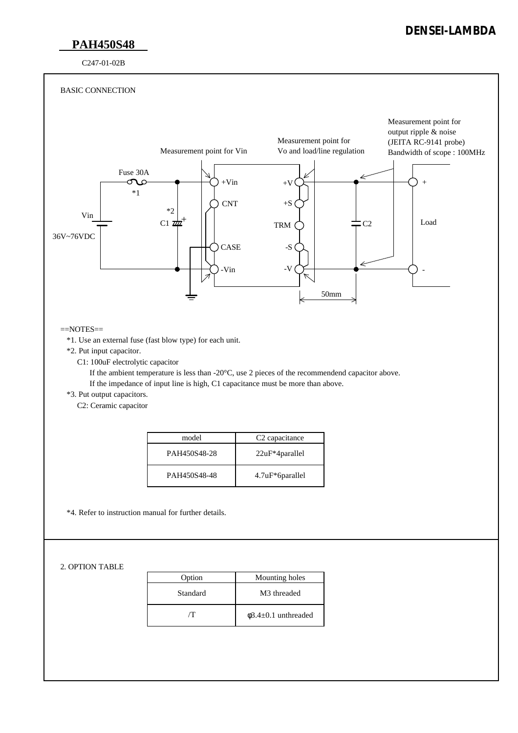## PAH450S48

C247-01-02B

BASIC CONNECTION

Measurement point for Vin

Measurement point for Vo and load/line regulation

Measurement point for output ripple & noise (JEITA RC-9141 probe) Bandwidth of scope : 100MHz

Fuse 30A

*1

*2

C1

Vin

36V~76VDC

+Vin

CNT

CASE

-Vin

+V

+S

TRM

-S

-V

C2

Load

+

-

50mm

==NOTES==

*1. Use an external fuse (fast blow type) for each unit.

*2. Put input capacitor.

C1: 100uF electrolytic capacitor

If the ambient temperature is less than -20°C, use 2 pieces of the recommendend capacitor above.

If the impedance of input line is high, C1 capacitance must be more than above.

*3. Put output capacitors.

C2: Ceramic capacitor

| model | C2 capacitance |
|---|---|
| PAH450S48-28 | 22uF*4parallel |
| PAH450S48-48 | 4.7uF*6parallel |

*4. Refer to instruction manual for further details.

2. OPTION TABLE

| Option | Mounting holes |
|---|---|
| Standard | M3 threaded |
| /T | φ3.4±0.1 unthreaded |